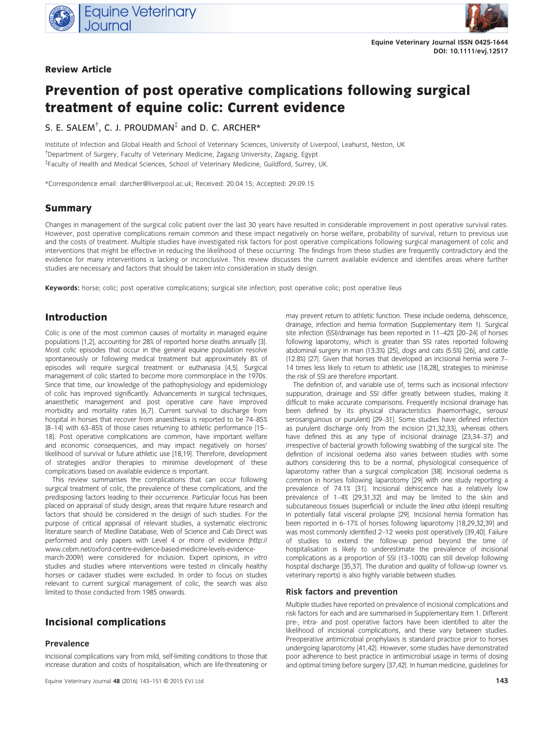Equine Veterinary Journal ISSN 0425-1644
DOI: 10.1111/evj.12517

**Review Article**

# Prevention of post operative complications following surgical treatment of equine colic: Current evidence

S. E. SALEM[†], C. J. PROUDMAN[‡] and D. C. ARCHER*

Institute of Infection and Global Health and School of Veterinary Sciences, University of Liverpool, Leahurst, Neston, UK
[†]Department of Surgery, Faculty of Veterinary Medicine, Zagazig University, Zagazig, Egypt
[‡]Faculty of Health and Medical Sciences, School of Veterinary Medicine, Guildford, Surrey, UK.

*Correspondence email: darcher@liverpool.ac.uk; Received: 20.04.15; Accepted: 29.09.15

## Summary

Changes in management of the surgical colic patient over the last 30 years have resulted in considerable improvement in post operative survival rates. However, post operative complications remain common and these impact negatively on horse welfare, probability of survival, return to previous use and the costs of treatment. Multiple studies have investigated risk factors for post operative complications following surgical management of colic and interventions that might be effective in reducing the likelihood of these occurring. The findings from these studies are frequently contradictory and the evidence for many interventions is lacking or inconclusive. This review discusses the current available evidence and identifies areas where further studies are necessary and factors that should be taken into consideration in study design.

**Keywords:** horse; colic; post operative complications; surgical site infection; post operative colic; post operative ileus

## Introduction

Colic is one of the most common causes of mortality in managed equine populations [1,2], accounting for 28% of reported horse deaths annually [3]. Most colic episodes that occur in the general equine population resolve spontaneously or following medical treatment but approximately 8% of episodes will require surgical treatment or euthanasia [4,5]. Surgical management of colic started to become more commonplace in the 1970s. Since that time, our knowledge of the pathophysiology and epidemiology of colic has improved significantly. Advancements in surgical techniques, anaesthetic management and post operative care have improved morbidity and mortality rates [6,7]. Current survival to discharge from hospital in horses that recover from anaesthesia is reported to be 74–85% [8–14] with 63–85% of those cases returning to athletic performance [15–18]. Post operative complications are common, have important welfare and economic consequences, and may impact negatively on horses' likelihood of survival or future athletic use [18,19]. Therefore, development of strategies and/or therapies to minimise development of these complications based on available evidence is important.

This review summarises the complications that can occur following surgical treatment of colic, the prevalence of these complications, and the predisposing factors leading to their occurrence. Particular focus has been placed on appraisal of study design, areas that require future research and factors that should be considered in the design of such studies. For the purpose of critical appraisal of relevant studies, a systematic electronic literature search of Medline Database, Web of Science and Cab Direct was performed and only papers with Level 4 or more of evidence (http://www.cebm.net/oxford-centre-evidence-based-medicine-levels-evidence-march-2009/) were considered for inclusion. Expert opinions, *in vitro* studies and studies where interventions were tested in clinically healthy horses or cadaver studies were excluded. In order to focus on studies relevant to current surgical management of colic, the search was also limited to those conducted from 1985 onwards.

## Incisional complications

### Prevalence

Incisional complications vary from mild, self-limiting conditions to those that increase duration and costs of hospitalisation, which are life-threatening or may prevent return to athletic function. These include oedema, dehiscence, drainage, infection and hernia formation (Supplementary Item 1). Surgical site infection (SSI)/drainage has been reported in 11–42% [20–24] of horses following laparotomy, which is greater than SSI rates reported following abdominal surgery in man (13.3%) [25], dogs and cats (5.5%) [26], and cattle (12.8%) [27]. Given that horses that developed an incisional hernia were 7–14 times less likely to return to athletic use [18,28], strategies to minimise the risk of SSI are therefore important.

The definition of, and variable use of, terms such as incisional infection/suppuration, drainage and SSI differ greatly between studies, making it difficult to make accurate comparisons. Frequently incisional drainage has been defined by its physical characteristics (haemorrhagic, serous/serosanguinous or purulent) [29–31]. Some studies have defined infection as purulent discharge only from the incision [21,32,33], whereas others have defined this as any type of incisional drainage [23,34–37] and irrespective of bacterial growth following swabbing of the surgical site. The definition of incisional oedema also varies between studies with some authors considering this to be a normal, physiological consequence of laparotomy rather than a surgical complication [38]. Incisional oedema is common in horses following laparotomy [29] with one study reporting a prevalence of 74.1% [31]. Incisional dehiscence has a relatively low prevalence of 1–4% [29,31,32] and may be limited to the skin and subcutaneous tissues (superficial) or include the *linea alba* (deep) resulting in potentially fatal visceral prolapse [29]. Incisional hernia formation has been reported in 6–17% of horses following laparotomy [18,29,32,39] and was most commonly identified 2–12 weeks post operatively [39,40]. Failure of studies to extend the follow-up period beyond the time of hospitalisation is likely to underestimate the prevalence of incisional complications as a proportion of SSI (13–100%) can still develop following hospital discharge [35,37]. The duration and quality of follow-up (owner vs. veterinary reports) is also highly variable between studies.

### Risk factors and prevention

Multiple studies have reported on prevalence of incisional complications and risk factors for each and are summarised in Supplementary Item 1. Different pre-, intra- and post operative factors have been identified to alter the likelihood of incisional complications, and these vary between studies. Preoperative antimicrobial prophylaxis is standard practice prior to horses undergoing laparotomy [41,42]. However, some studies have demonstrated poor adherence to best practice in antimicrobial usage in terms of dosing and optimal timing before surgery [37,42]. In human medicine, guidelines for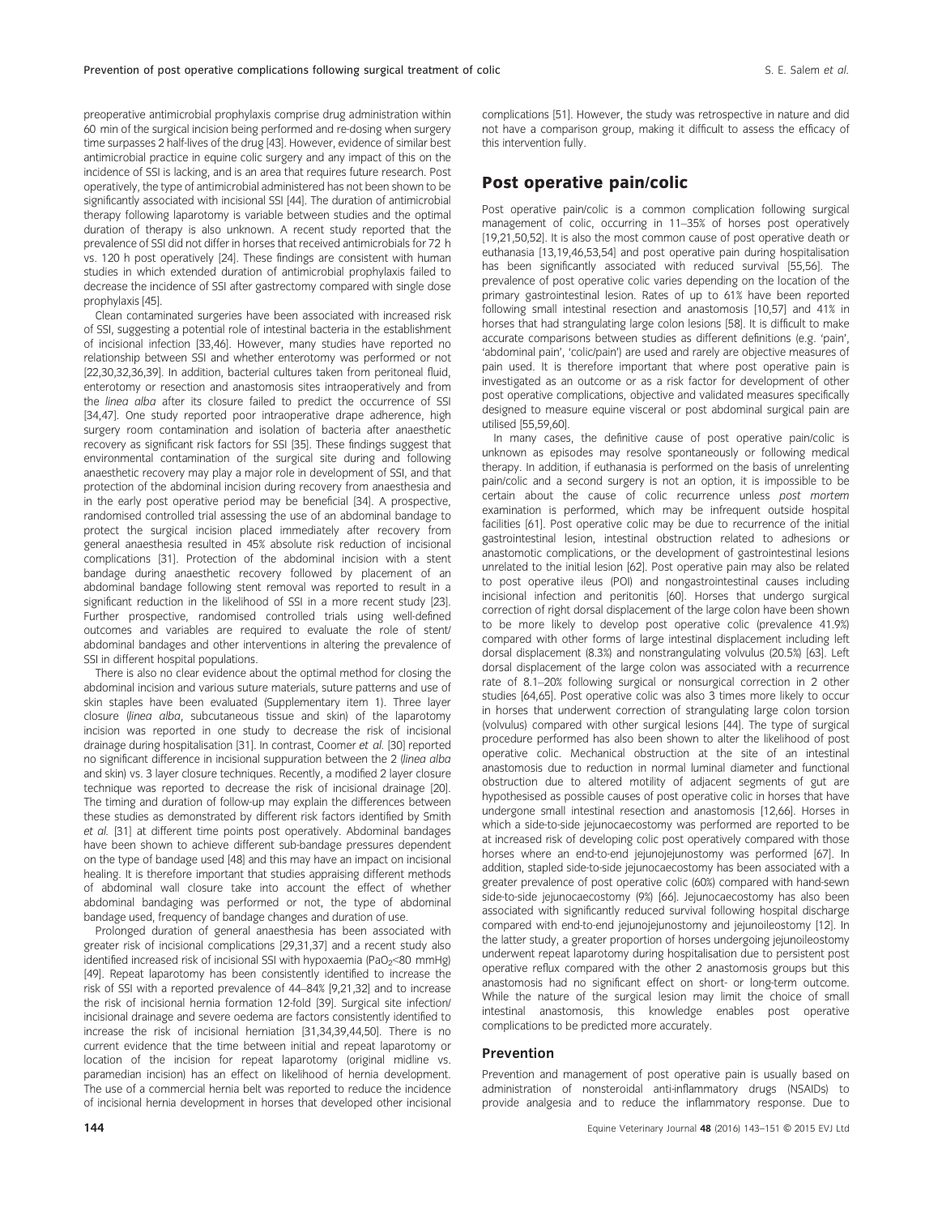preoperative antimicrobial prophylaxis comprise drug administration within 60 min of the surgical incision being performed and re-dosing when surgery time surpasses 2 half-lives of the drug [43]. However, evidence of similar best antimicrobial practice in equine colic surgery and any impact of this on the incidence of SSI is lacking, and is an area that requires future research. Post operatively, the type of antimicrobial administered has not been shown to be significantly associated with incisional SSI [44]. The duration of antimicrobial therapy following laparotomy is variable between studies and the optimal duration of therapy is also unknown. A recent study reported that the prevalence of SSI did not differ in horses that received antimicrobials for 72 h vs. 120 h post operatively [24]. These findings are consistent with human studies in which extended duration of antimicrobial prophylaxis failed to decrease the incidence of SSI after gastrectomy compared with single dose prophylaxis [45].

Clean contaminated surgeries have been associated with increased risk of SSI, suggesting a potential role of intestinal bacteria in the establishment of incisional infection [33,46]. However, many studies have reported no relationship between SSI and whether enterotomy was performed or not [22,30,32,36,39]. In addition, bacterial cultures taken from peritoneal fluid, enterotomy or resection and anastomosis sites intraoperatively and from the *linea alba* after its closure failed to predict the occurrence of SSI [34,47]. One study reported poor intraoperative drape adherence, high surgery room contamination and isolation of bacteria after anaesthetic recovery as significant risk factors for SSI [35]. These findings suggest that environmental contamination of the surgical site during and following anaesthetic recovery may play a major role in development of SSI, and that protection of the abdominal incision during recovery from anaesthesia and in the early post operative period may be beneficial [34]. A prospective, randomised controlled trial assessing the use of an abdominal bandage to protect the surgical incision placed immediately after recovery from general anaesthesia resulted in 45% absolute risk reduction of incisional complications [31]. Protection of the abdominal incision with a stent bandage during anaesthetic recovery followed by placement of an abdominal bandage following stent removal was reported to result in a significant reduction in the likelihood of SSI in a more recent study [23]. Further prospective, randomised controlled trials using well-defined outcomes and variables are required to evaluate the role of stent/abdominal bandages and other interventions in altering the prevalence of SSI in different hospital populations.

There is also no clear evidence about the optimal method for closing the abdominal incision and various suture materials, suture patterns and use of skin staples have been evaluated (Supplementary item 1). Three layer closure (*linea alba*, subcutaneous tissue and skin) of the laparotomy incision was reported in one study to decrease the risk of incisional drainage during hospitalisation [31]. In contrast, Coomer *et al.* [30] reported no significant difference in incisional suppuration between the 2 (*linea alba* and skin) vs. 3 layer closure techniques. Recently, a modified 2 layer closure technique was reported to decrease the risk of incisional drainage [20]. The timing and duration of follow-up may explain the differences between these studies as demonstrated by different risk factors identified by Smith *et al.* [31] at different time points post operatively. Abdominal bandages have been shown to achieve different sub-bandage pressures dependent on the type of bandage used [48] and this may have an impact on incisional healing. It is therefore important that studies appraising different methods of abdominal wall closure take into account the effect of whether abdominal bandaging was performed or not, the type of abdominal bandage used, frequency of bandage changes and duration of use.

Prolonged duration of general anaesthesia has been associated with greater risk of incisional complications [29,31,37] and a recent study also identified increased risk of incisional SSI with hypoxaemia ($PaO_2$<80 mmHg) [49]. Repeat laparotomy has been consistently identified to increase the risk of SSI with a reported prevalence of 44–84% [9,21,32] and to increase the risk of incisional hernia formation 12-fold [39]. Surgical site infection/incisional drainage and severe oedema are factors consistently identified to increase the risk of incisional herniation [31,34,39,44,50]. There is no current evidence that the time between initial and repeat laparotomy or location of the incision for repeat laparotomy (original midline vs. paramedian incision) has an effect on likelihood of hernia development. The use of a commercial hernia belt was reported to reduce the incidence of incisional hernia development in horses that developed other incisional complications [51]. However, the study was retrospective in nature and did not have a comparison group, making it difficult to assess the efficacy of this intervention fully.

## Post operative pain/colic

Post operative pain/colic is a common complication following surgical management of colic, occurring in 11–35% of horses post operatively [19,21,50,52]. It is also the most common cause of post operative death or euthanasia [13,19,46,53,54] and post operative pain during hospitalisation has been significantly associated with reduced survival [55,56]. The prevalence of post operative colic varies depending on the location of the primary gastrointestinal lesion. Rates of up to 61% have been reported following small intestinal resection and anastomosis [10,57] and 41% in horses that had strangulating large colon lesions [58]. It is difficult to make accurate comparisons between studies as different definitions (e.g. 'pain', 'abdominal pain', 'colic/pain') are used and rarely are objective measures of pain used. It is therefore important that where post operative pain is investigated as an outcome or as a risk factor for development of other post operative complications, objective and validated measures specifically designed to measure equine visceral or post abdominal surgical pain are utilised [55,59,60].

In many cases, the definitive cause of post operative pain/colic is unknown as episodes may resolve spontaneously or following medical therapy. In addition, if euthanasia is performed on the basis of unrelenting pain/colic and a second surgery is not an option, it is impossible to be certain about the cause of colic recurrence unless *post mortem* examination is performed, which may be infrequent outside hospital facilities [61]. Post operative colic may be due to recurrence of the initial gastrointestinal lesion, intestinal obstruction related to adhesions or anastomotic complications, or the development of gastrointestinal lesions unrelated to the initial lesion [62]. Post operative pain may also be related to post operative ileus (POI) and nongastrointestinal causes including incisional infection and peritonitis [60]. Horses that undergo surgical correction of right dorsal displacement of the large colon have been shown to be more likely to develop post operative colic (prevalence 41.9%) compared with other forms of large intestinal displacement including left dorsal displacement (8.3%) and nonstrangulating volvulus (20.5%) [63]. Left dorsal displacement of the large colon was associated with a recurrence rate of 8.1–20% following surgical or nonsurgical correction in 2 other studies [64,65]. Post operative colic was also 3 times more likely to occur in horses that underwent correction of strangulating large colon torsion (volvulus) compared with other surgical lesions [44]. The type of surgical procedure performed has also been shown to alter the likelihood of post operative colic. Mechanical obstruction at the site of an intestinal anastomosis due to reduction in normal luminal diameter and functional obstruction due to altered motility of adjacent segments of gut are hypothesised as possible causes of post operative colic in horses that have undergone small intestinal resection and anastomosis [12,66]. Horses in which a side-to-side jejunocaecostomy was performed are reported to be at increased risk of developing colic post operatively compared with those horses where an end-to-end jejunojejunostomy was performed [67]. In addition, stapled side-to-side jejunocaecostomy has been associated with a greater prevalence of post operative colic (60%) compared with hand-sewn side-to-side jejunocaecostomy (9%) [66]. Jejunocaecostomy has also been associated with significantly reduced survival following hospital discharge compared with end-to-end jejunojejunostomy and jejunoileostomy [12]. In the latter study, a greater proportion of horses undergoing jejunoileostomy underwent repeat laparotomy during hospitalisation due to persistent post operative reflux compared with the other 2 anastomosis groups but this anastomosis had no significant effect on short- or long-term outcome. While the nature of the surgical lesion may limit the choice of small intestinal anastomosis, this knowledge enables post operative complications to be predicted more accurately.

### Prevention

Prevention and management of post operative pain is usually based on administration of nonsteroidal anti-inflammatory drugs (NSAIDs) to provide analgesia and to reduce the inflammatory response. Due to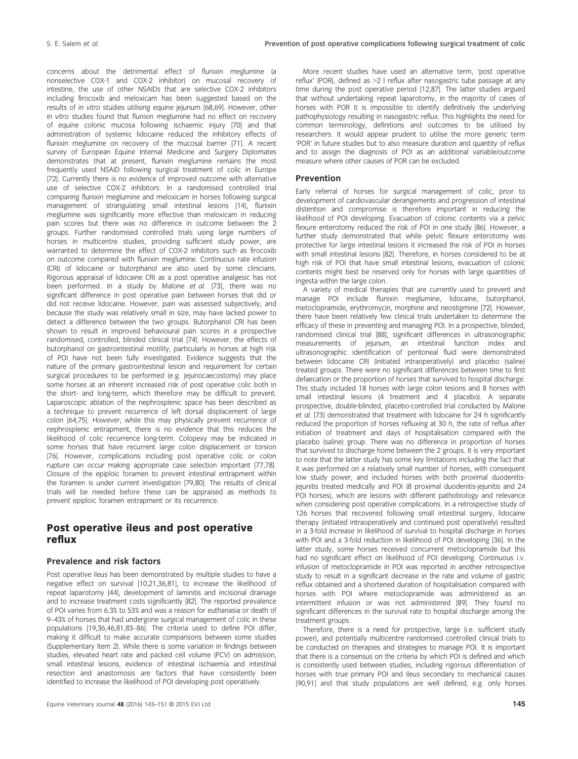concerns about the detrimental effect of flunixin meglumine (a nonselective COX-1 and COX-2 inhibitor) on mucosal recovery of intestine, the use of other NSAIDs that are selective COX-2 inhibitors including firocoxib and meloxicam has been suggested based on the results of *in vitro* studies utilising equine jejunum [68,69]. However, other *in vitro* studies found that flunixin meglumine had no effect on recovery of equine colonic mucosa following ischaemic injury [70] and that administration of systemic lidocaine reduced the inhibitory effects of flunixin meglumine on recovery of the mucosal barrier [71]. A recent survey of European Equine Internal Medicine and Surgery Diplomates demonstrates that at present, flunixin meglumine remains the most frequently used NSAID following surgical treatment of colic in Europe [72]. Currently there is no evidence of improved outcome with alternative use of selective COX-2 inhibitors. In a randomised controlled trial comparing flunixin meglumine and meloxicam in horses following surgical management of strangulating small intestinal lesions [14], flunixin meglumine was significantly more effective than meloxicam in reducing pain scores but there was no difference in outcome between the 2 groups. Further randomised controlled trials using large numbers of horses in multicentre studies, providing sufficient study power, are warranted to determine the effect of COX-2 inhibitors such as firocoxib on outcome compared with flunixin meglumine. Continuous rate infusion (CRI) of lidocaine or butorphanol are also used by some clinicians. Rigorous appraisal of lidocaine CRI as a post operative analgesic has not been performed. In a study by Malone *et al.* [73], there was no significant difference in post operative pain between horses that did or did not receive lidocaine. However, pain was assessed subjectively, and because the study was relatively small in size, may have lacked power to detect a difference between the two groups. Butorphanol CRI has been shown to result in improved behavioural pain scores in a prospective randomised, controlled, blinded clinical trial [74]. However, the effects of butorphanol on gastrointestinal motility, particularly in horses at high risk of POI have not been fully investigated. Evidence suggests that the nature of the primary gastrointestinal lesion and requirement for certain surgical procedures to be performed (e.g. jejunocaecostomy) may place some horses at an inherent increased risk of post operative colic both in the short- and long-term, which therefore may be difficult to prevent. Laparoscopic ablation of the nephrosplenic space has been described as a technique to prevent recurrence of left dorsal displacement of large colon [64,75]. However, while this may physically prevent recurrence of nephrosplenic entrapment, there is no evidence that this reduces the likelihood of colic recurrence long-term. Colopexy may be indicated in some horses that have recurrent large colon displacement or torsion [76]. However, complications including post operative colic or colon rupture can occur making appropriate case selection important [77,78]. Closure of the epiploic foramen to prevent intestinal entrapment within the foramen is under current investigation [79,80]. The results of clinical trials will be needed before these can be appraised as methods to prevent epiploic foramen entrapment or its recurrence.

## Post operative ileus and post operative reflux

### Prevalence and risk factors

Post operative ileus has been demonstrated by multiple studies to have a negative effect on survival [10,21,36,81], to increase the likelihood of repeat laparotomy [44], development of laminitis and incisional drainage and to increase treatment costs significantly [82]. The reported prevalence of POI varies from 6.3% to 53% and was a reason for euthanasia or death of 9–43% of horses that had undergone surgical management of colic in these populations [19,36,46,81,83–86]. The criteria used to define POI differ, making it difficult to make accurate comparisons between some studies (Supplementary Item 2). While there is some variation in findings between studies, elevated heart rate and packed cell volume (PCV) on admission, small intestinal lesions, evidence of intestinal ischaemia and intestinal resection and anastomosis are factors that have consistently been identified to increase the likelihood of POI developing post operatively.

More recent studies have used an alternative term, 'post operative reflux' (POR), defined as >2 l reflux after nasogastric tube passage at any time during the post operative period [12,87]. The latter studies argued that without undertaking repeat laparotomy, in the majority of cases of horses with POR it is impossible to identify definitively the underlying pathophysiology resulting in nasogastric reflux. This highlights the need for common terminology, definitions and outcomes to be utilised by researchers. It would appear prudent to utilise the more generic term 'POR' in future studies but to also measure duration and quantity of reflux and to assign the diagnosis of POI as an additional variable/outcome measure where other causes of POR can be excluded.

### Prevention

Early referral of horses for surgical management of colic, prior to development of cardiovascular derangements and progression of intestinal distention and compromise is therefore important in reducing the likelihood of POI developing. Evacuation of colonic contents via a pelvic flexure enterotomy reduced the risk of POI in one study [86]. However, a further study demonstrated that while pelvic flexure enterotomy was protective for large intestinal lesions it increased the risk of POI in horses with small intestinal lesions [82]. Therefore, in horses considered to be at high risk of POI that have small intestinal lesions, evacuation of colonic contents might best be reserved only for horses with large quantities of ingesta within the large colon.

A variety of medical therapies that are currently used to prevent and manage POI include flunixin meglumine, lidocaine, butorphanol, metoclopramide, erythromycin, morphine and neostigmine [72]. However, there have been relatively few clinical trials undertaken to determine the efficacy of these in preventing and managing POI. In a prospective, blinded, randomised clinical trial [88], significant differences in ultrasonographic measurements of jejunum, an intestinal function index and ultrasonographic identification of peritoneal fluid were demonstrated between lidocaine CRI (initiated intraoperatively) and placebo (saline) treated groups. There were no significant differences between time to first defaecation or the proportion of horses that survived to hospital discharge. This study included 18 horses with large colon lesions and 8 horses with small intestinal lesions (4 treatment and 4 placebo). A separate prospective, double-blinded, placebo-controlled trial conducted by Malone *et al.* [73] demonstrated that treatment with lidocaine for 24 h significantly reduced the proportion of horses refluxing at 30 h, the rate of reflux after initiation of treatment and days of hospitalisation compared with the placebo (saline) group. There was no difference in proportion of horses that survived to discharge home between the 2 groups. It is very important to note that the latter study has some key limitations including the fact that it was performed on a relatively small number of horses, with consequent low study power, and included horses with both proximal duodenitis-jejunitis treated medically and POI (8 proximal duodenitis-jejunitis and 24 POI horses), which are lesions with different pathobiology and relevance when considering post operative complications. In a retrospective study of 126 horses that recovered following small intestinal surgery, lidocaine therapy (initiated intraoperatively and continued post operatively) resulted in a 3-fold increase in likelihood of survival to hospital discharge in horses with POI and a 3-fold reduction in likelihood of POI developing [36]. In the latter study, some horses received concurrent metoclopramide but this had no significant effect on likelihood of POI developing. Continuous i.v. infusion of metoclopramide in POI was reported in another retrospective study to result in a significant decrease in the rate and volume of gastric reflux obtained and a shortened duration of hospitalisation compared with horses with POI where metoclopramide was administered as an intermittent infusion or was not administered [89]. They found no significant differences in the survival rate to hospital discharge among the treatment groups.

Therefore, there is a need for prospective, large (i.e. sufficient study power), and potentially multicentre randomised controlled clinical trials to be conducted on therapies and strategies to manage POI. It is important that there is a consensus on the criteria by which POI is defined and which is consistently used between studies, including rigorous differentiation of horses with true primary POI and ileus secondary to mechanical causes [90,91] and that study populations are well defined, e.g. only horses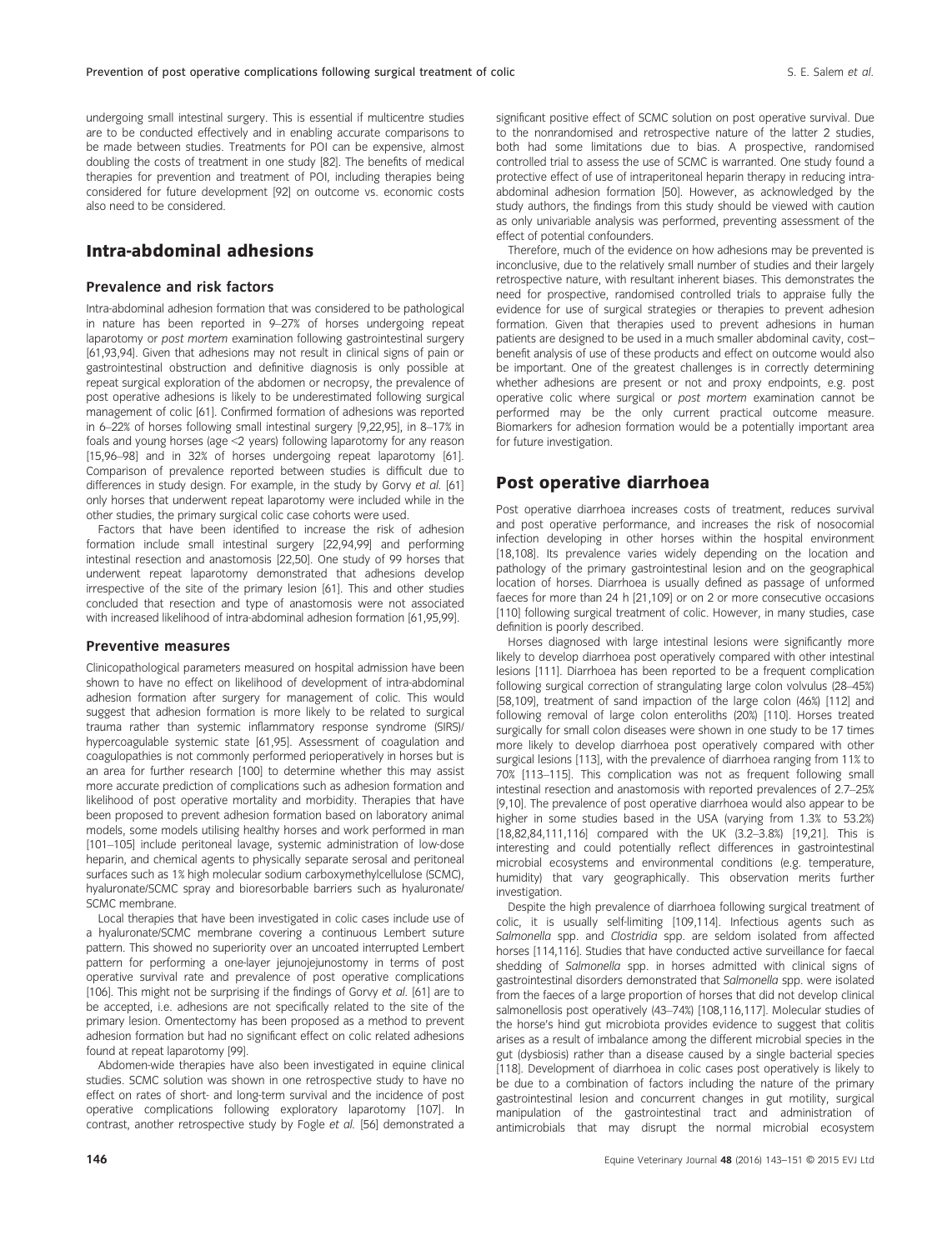undergoing small intestinal surgery. This is essential if multicentre studies are to be conducted effectively and in enabling accurate comparisons to be made between studies. Treatments for POI can be expensive, almost doubling the costs of treatment in one study [82]. The benefits of medical therapies for prevention and treatment of POI, including therapies being considered for future development [92] on outcome vs. economic costs also need to be considered.

## Intra-abdominal adhesions

### Prevalence and risk factors

Intra-abdominal adhesion formation that was considered to be pathological in nature has been reported in 9–27% of horses undergoing repeat laparotomy or *post mortem* examination following gastrointestinal surgery [61,93,94]. Given that adhesions may not result in clinical signs of pain or gastrointestinal obstruction and definitive diagnosis is only possible at repeat surgical exploration of the abdomen or necropsy, the prevalence of post operative adhesions is likely to be underestimated following surgical management of colic [61]. Confirmed formation of adhesions was reported in 6–22% of horses following small intestinal surgery [9,22,95], in 8–17% in foals and young horses (age <2 years) following laparotomy for any reason [15,96–98] and in 32% of horses undergoing repeat laparotomy [61]. Comparison of prevalence reported between studies is difficult due to differences in study design. For example, in the study by Gorvy *et al.* [61] only horses that underwent repeat laparotomy were included while in the other studies, the primary surgical colic case cohorts were used.

Factors that have been identified to increase the risk of adhesion formation include small intestinal surgery [22,94,99] and performing intestinal resection and anastomosis [22,50]. One study of 99 horses that underwent repeat laparotomy demonstrated that adhesions develop irrespective of the site of the primary lesion [61]. This and other studies concluded that resection and type of anastomosis were not associated with increased likelihood of intra-abdominal adhesion formation [61,95,99].

### Preventive measures

Clinicopathological parameters measured on hospital admission have been shown to have no effect on likelihood of development of intra-abdominal adhesion formation after surgery for management of colic. This would suggest that adhesion formation is more likely to be related to surgical trauma rather than systemic inflammatory response syndrome (SIRS)/hypercoagulable systemic state [61,95]. Assessment of coagulation and coagulopathies is not commonly performed perioperatively in horses but is an area for further research [100] to determine whether this may assist more accurate prediction of complications such as adhesion formation and likelihood of post operative mortality and morbidity. Therapies that have been proposed to prevent adhesion formation based on laboratory animal models, some models utilising healthy horses and work performed in man [101–105] include peritoneal lavage, systemic administration of low-dose heparin, and chemical agents to physically separate serosal and peritoneal surfaces such as 1% high molecular sodium carboxymethylcellulose (SCMC), hyaluronate/SCMC spray and bioresorbable barriers such as hyaluronate/SCMC membrane.

Local therapies that have been investigated in colic cases include use of a hyaluronate/SCMC membrane covering a continuous Lembert suture pattern. This showed no superiority over an uncoated interrupted Lembert pattern for performing a one-layer jejunojejunostomy in terms of post operative survival rate and prevalence of post operative complications [106]. This might not be surprising if the findings of Gorvy *et al.* [61] are to be accepted, i.e. adhesions are not specifically related to the site of the primary lesion. Omentectomy has been proposed as a method to prevent adhesion formation but had no significant effect on colic related adhesions found at repeat laparotomy [99].

Abdomen-wide therapies have also been investigated in equine clinical studies. SCMC solution was shown in one retrospective study to have no effect on rates of short- and long-term survival and the incidence of post operative complications following exploratory laparotomy [107]. In contrast, another retrospective study by Fogle *et al.* [56] demonstrated a significant positive effect of SCMC solution on post operative survival. Due to the nonrandomised and retrospective nature of the latter 2 studies, both had some limitations due to bias. A prospective, randomised controlled trial to assess the use of SCMC is warranted. One study found a protective effect of use of intraperitoneal heparin therapy in reducing intra-abdominal adhesion formation [50]. However, as acknowledged by the study authors, the findings from this study should be viewed with caution as only univariable analysis was performed, preventing assessment of the effect of potential confounders.

Therefore, much of the evidence on how adhesions may be prevented is inconclusive, due to the relatively small number of studies and their largely retrospective nature, with resultant inherent biases. This demonstrates the need for prospective, randomised controlled trials to appraise fully the evidence for use of surgical strategies or therapies to prevent adhesion formation. Given that therapies used to prevent adhesions in human patients are designed to be used in a much smaller abdominal cavity, cost–benefit analysis of use of these products and effect on outcome would also be important. One of the greatest challenges is in correctly determining whether adhesions are present or not and proxy endpoints, e.g. post operative colic where surgical or *post mortem* examination cannot be performed may be the only current practical outcome measure. Biomarkers for adhesion formation would be a potentially important area for future investigation.

## Post operative diarrhoea

Post operative diarrhoea increases costs of treatment, reduces survival and post operative performance, and increases the risk of nosocomial infection developing in other horses within the hospital environment [18,108]. Its prevalence varies widely depending on the location and pathology of the primary gastrointestinal lesion and on the geographical location of horses. Diarrhoea is usually defined as passage of unformed faeces for more than 24 h [21,109] or on 2 or more consecutive occasions [110] following surgical treatment of colic. However, in many studies, case definition is poorly described.

Horses diagnosed with large intestinal lesions were significantly more likely to develop diarrhoea post operatively compared with other intestinal lesions [111]. Diarrhoea has been reported to be a frequent complication following surgical correction of strangulating large colon volvulus (28–45%) [58,109], treatment of sand impaction of the large colon (46%) [112] and following removal of large colon enteroliths (20%) [110]. Horses treated surgically for small colon diseases were shown in one study to be 17 times more likely to develop diarrhoea post operatively compared with other surgical lesions [113], with the prevalence of diarrhoea ranging from 11% to 70% [113–115]. This complication was not as frequent following small intestinal resection and anastomosis with reported prevalences of 2.7–25% [9,10]. The prevalence of post operative diarrhoea would also appear to be higher in some studies based in the USA (varying from 1.3% to 53.2%) [18,82,84,111,116] compared with the UK (3.2–3.8%) [19,21]. This is interesting and could potentially reflect differences in gastrointestinal microbial ecosystems and environmental conditions (e.g. temperature, humidity) that vary geographically. This observation merits further investigation.

Despite the high prevalence of diarrhoea following surgical treatment of colic, it is usually self-limiting [109,114]. Infectious agents such as *Salmonella* spp. and *Clostridia* spp. are seldom isolated from affected horses [114,116]. Studies that have conducted active surveillance for faecal shedding of *Salmonella* spp. in horses admitted with clinical signs of gastrointestinal disorders demonstrated that *Salmonella* spp. were isolated from the faeces of a large proportion of horses that did not develop clinical salmonellosis post operatively (43–74%) [108,116,117]. Molecular studies of the horse's hind gut microbiota provides evidence to suggest that colitis arises as a result of imbalance among the different microbial species in the gut (dysbiosis) rather than a disease caused by a single bacterial species [118]. Development of diarrhoea in colic cases post operatively is likely to be due to a combination of factors including the nature of the primary gastrointestinal lesion and concurrent changes in gut motility, surgical manipulation of the gastrointestinal tract and administration of antimicrobials that may disrupt the normal microbial ecosystem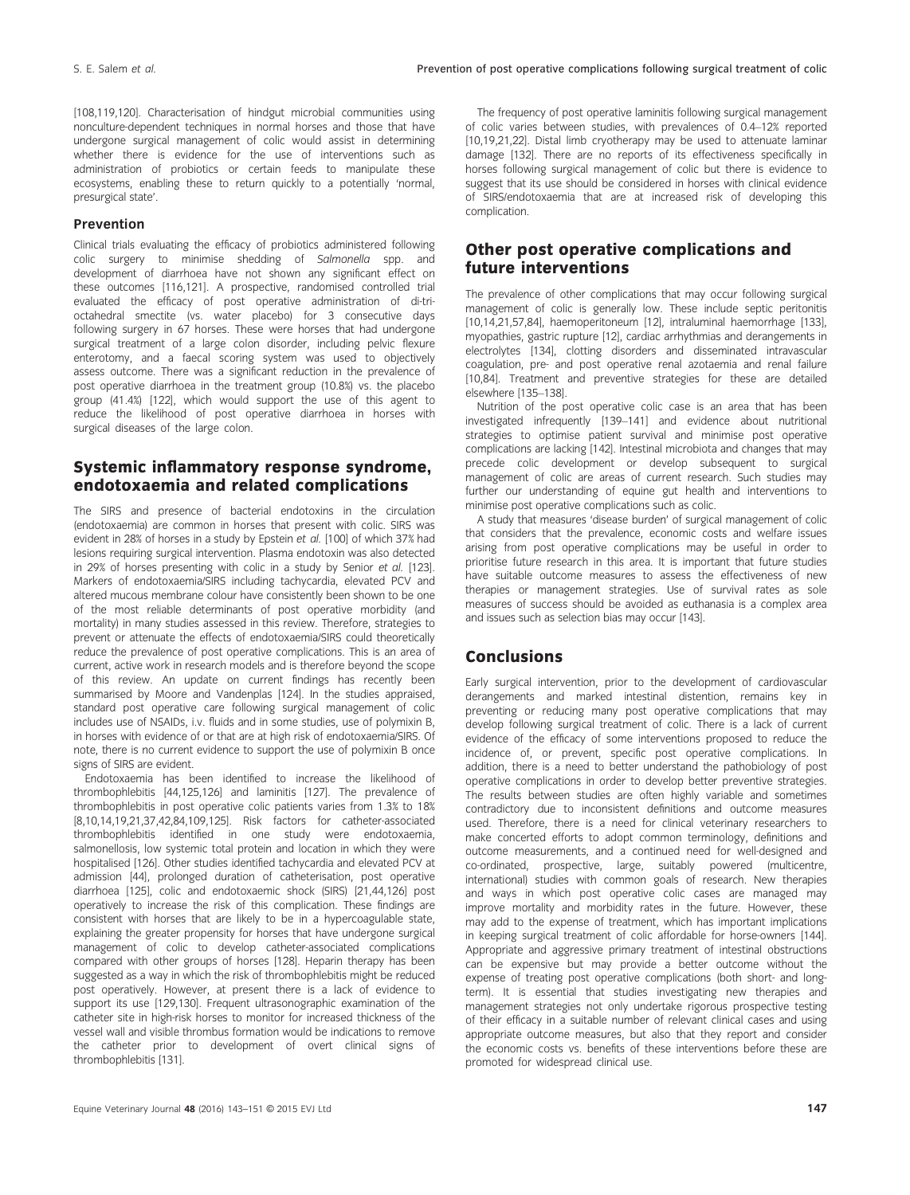[108,119,120]. Characterisation of hindgut microbial communities using nonculture-dependent techniques in normal horses and those that have undergone surgical management of colic would assist in determining whether there is evidence for the use of interventions such as administration of probiotics or certain feeds to manipulate these ecosystems, enabling these to return quickly to a potentially 'normal, presurgical state'.

### Prevention

Clinical trials evaluating the efficacy of probiotics administered following colic surgery to minimise shedding of *Salmonella* spp. and development of diarrhoea have not shown any significant effect on these outcomes [116,121]. A prospective, randomised controlled trial evaluated the efficacy of post operative administration of di-tri-octahedral smectite (vs. water placebo) for 3 consecutive days following surgery in 67 horses. These were horses that had undergone surgical treatment of a large colon disorder, including pelvic flexure enterotomy, and a faecal scoring system was used to objectively assess outcome. There was a significant reduction in the prevalence of post operative diarrhoea in the treatment group (10.8%) vs. the placebo group (41.4%) [122], which would support the use of this agent to reduce the likelihood of post operative diarrhoea in horses with surgical diseases of the large colon.

## Systemic inflammatory response syndrome, endotoxaemia and related complications

The SIRS and presence of bacterial endotoxins in the circulation (endotoxaemia) are common in horses that present with colic. SIRS was evident in 28% of horses in a study by Epstein *et al.* [100] of which 37% had lesions requiring surgical intervention. Plasma endotoxin was also detected in 29% of horses presenting with colic in a study by Senior *et al.* [123]. Markers of endotoxaemia/SIRS including tachycardia, elevated PCV and altered mucous membrane colour have consistently been shown to be one of the most reliable determinants of post operative morbidity (and mortality) in many studies assessed in this review. Therefore, strategies to prevent or attenuate the effects of endotoxaemia/SIRS could theoretically reduce the prevalence of post operative complications. This is an area of current, active work in research models and is therefore beyond the scope of this review. An update on current findings has recently been summarised by Moore and Vandenplas [124]. In the studies appraised, standard post operative care following surgical management of colic includes use of NSAIDs, i.v. fluids and in some studies, use of polymixin B, in horses with evidence of or that are at high risk of endotoxaemia/SIRS. Of note, there is no current evidence to support the use of polymixin B once signs of SIRS are evident.

Endotoxaemia has been identified to increase the likelihood of thrombophlebitis [44,125,126] and laminitis [127]. The prevalence of thrombophlebitis in post operative colic patients varies from 1.3% to 18% [8,10,14,19,21,37,42,84,109,125]. Risk factors for catheter-associated thrombophlebitis identified in one study were endotoxaemia, salmonellosis, low systemic total protein and location in which they were hospitalised [126]. Other studies identified tachycardia and elevated PCV at admission [44], prolonged duration of catheterisation, post operative diarrhoea [125], colic and endotoxaemic shock (SIRS) [21,44,126] post operatively to increase the risk of this complication. These findings are consistent with horses that are likely to be in a hypercoagulable state, explaining the greater propensity for horses that have undergone surgical management of colic to develop catheter-associated complications compared with other groups of horses [128]. Heparin therapy has been suggested as a way in which the risk of thrombophlebitis might be reduced post operatively. However, at present there is a lack of evidence to support its use [129,130]. Frequent ultrasonographic examination of the catheter site in high-risk horses to monitor for increased thickness of the vessel wall and visible thrombus formation would be indications to remove the catheter prior to development of overt clinical signs of thrombophlebitis [131].

The frequency of post operative laminitis following surgical management of colic varies between studies, with prevalences of 0.4–12% reported [10,19,21,22]. Distal limb cryotherapy may be used to attenuate laminar damage [132]. There are no reports of its effectiveness specifically in horses following surgical management of colic but there is evidence to suggest that its use should be considered in horses with clinical evidence of SIRS/endotoxaemia that are at increased risk of developing this complication.

## Other post operative complications and future interventions

The prevalence of other complications that may occur following surgical management of colic is generally low. These include septic peritonitis [10,14,21,57,84], haemoperitoneum [12], intraluminal haemorrhage [133], myopathies, gastric rupture [12], cardiac arrhythmias and derangements in electrolytes [134], clotting disorders and disseminated intravascular coagulation, pre- and post operative renal azotaemia and renal failure [10,84]. Treatment and preventive strategies for these are detailed elsewhere [135–138].

Nutrition of the post operative colic case is an area that has been investigated infrequently [139–141] and evidence about nutritional strategies to optimise patient survival and minimise post operative complications are lacking [142]. Intestinal microbiota and changes that may precede colic development or develop subsequent to surgical management of colic are areas of current research. Such studies may further our understanding of equine gut health and interventions to minimise post operative complications such as colic.

A study that measures 'disease burden' of surgical management of colic that considers that the prevalence, economic costs and welfare issues arising from post operative complications may be useful in order to prioritise future research in this area. It is important that future studies have suitable outcome measures to assess the effectiveness of new therapies or management strategies. Use of survival rates as sole measures of success should be avoided as euthanasia is a complex area and issues such as selection bias may occur [143].

## Conclusions

Early surgical intervention, prior to the development of cardiovascular derangements and marked intestinal distention, remains key in preventing or reducing many post operative complications that may develop following surgical treatment of colic. There is a lack of current evidence of the efficacy of some interventions proposed to reduce the incidence of, or prevent, specific post operative complications. In addition, there is a need to better understand the pathobiology of post operative complications in order to develop better preventive strategies. The results between studies are often highly variable and sometimes contradictory due to inconsistent definitions and outcome measures used. Therefore, there is a need for clinical veterinary researchers to make concerted efforts to adopt common terminology, definitions and outcome measurements, and a continued need for well-designed and co-ordinated, prospective, large, suitably powered (multicentre, international) studies with common goals of research. New therapies and ways in which post operative colic cases are managed may improve mortality and morbidity rates in the future. However, these may add to the expense of treatment, which has important implications in keeping surgical treatment of colic affordable for horse-owners [144]. Appropriate and aggressive primary treatment of intestinal obstructions can be expensive but may provide a better outcome without the expense of treating post operative complications (both short- and long-term). It is essential that studies investigating new therapies and management strategies not only undertake rigorous prospective testing of their efficacy in a suitable number of relevant clinical cases and using appropriate outcome measures, but also that they report and consider the economic costs vs. benefits of these interventions before these are promoted for widespread clinical use.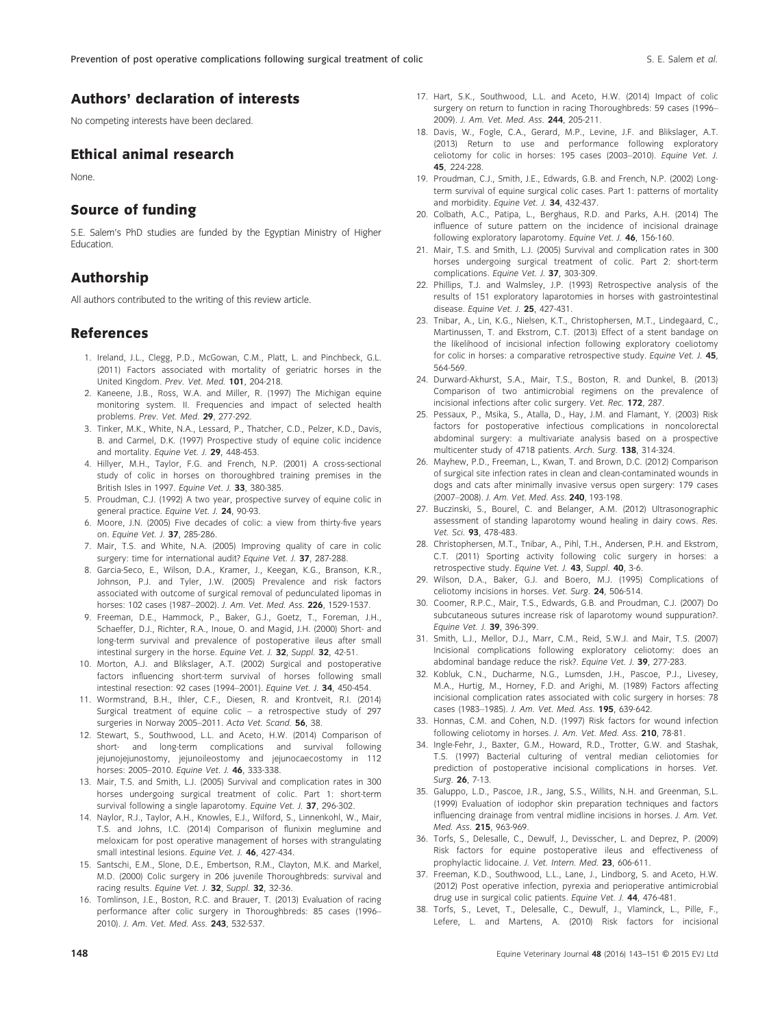## Authors' declaration of interests

No competing interests have been declared.

## Ethical animal research

None.

## Source of funding

S.E. Salem's PhD studies are funded by the Egyptian Ministry of Higher Education.

## Authorship

All authors contributed to the writing of this review article.

## References

1. Ireland, J.L., Clegg, P.D., McGowan, C.M., Platt, L. and Pinchbeck, G.L. (2011) Factors associated with mortality of geriatric horses in the United Kingdom. *Prev. Vet. Med.* **101**, 204-218.
2. Kaneene, J.B., Ross, W.A. and Miller, R. (1997) The Michigan equine monitoring system. II. Frequencies and impact of selected health problems. *Prev. Vet. Med.* **29**, 277-292.
3. Tinker, M.K., White, N.A., Lessard, P., Thatcher, C.D., Pelzer, K.D., Davis, B. and Carmel, D.K. (1997) Prospective study of equine colic incidence and mortality. *Equine Vet. J.* **29**, 448-453.
4. Hillyer, M.H., Taylor, F.G. and French, N.P. (2001) A cross-sectional study of colic in horses on thoroughbred training premises in the British Isles in 1997. *Equine Vet. J.* **33**, 380-385.
5. Proudman, C.J. (1992) A two year, prospective survey of equine colic in general practice. *Equine Vet. J.* **24**, 90-93.
6. Moore, J.N. (2005) Five decades of colic: a view from thirty-five years on. *Equine Vet. J.* **37**, 285-286.
7. Mair, T.S. and White, N.A. (2005) Improving quality of care in colic surgery: time for international audit? *Equine Vet. J.* **37**, 287-288.
8. Garcia-Seco, E., Wilson, D.A., Kramer, J., Keegan, K.G., Branson, K.R., Johnson, P.J. and Tyler, J.W. (2005) Prevalence and risk factors associated with outcome of surgical removal of pedunculated lipomas in horses: 102 cases (1987–2002). *J. Am. Vet. Med. Ass.* **226**, 1529-1537.
9. Freeman, D.E., Hammock, P., Baker, G.J., Goetz, T., Foreman, J.H., Schaeffer, D.J., Richter, R.A., Inoue, O. and Magid, J.H. (2000) Short- and long-term survival and prevalence of postoperative ileus after small intestinal surgery in the horse. *Equine Vet. J.* **32**, *Suppl.* **32**, 42-51.
10. Morton, A.J. and Blikslager, A.T. (2002) Surgical and postoperative factors influencing short-term survival of horses following small intestinal resection: 92 cases (1994–2001). *Equine Vet. J.* **34**, 450-454.
11. Wormstrand, B.H., Ihler, C.F., Diesen, R. and Krontveit, R.I. (2014) Surgical treatment of equine colic – a retrospective study of 297 surgeries in Norway 2005–2011. *Acta Vet. Scand.* **56**, 38.
12. Stewart, S., Southwood, L.L. and Aceto, H.W. (2014) Comparison of short- and long-term complications and survival following jejunojejunostomy, jejunoileostomy and jejunocaecostomy in 112 horses: 2005–2010. *Equine Vet. J.* **46**, 333-338.
13. Mair, T.S. and Smith, L.J. (2005) Survival and complication rates in 300 horses undergoing surgical treatment of colic. Part 1: short-term survival following a single laparotomy. *Equine Vet. J.* **37**, 296-302.
14. Naylor, R.J., Taylor, A.H., Knowles, E.J., Wilford, S., Linnenkohl, W., Mair, T.S. and Johns, I.C. (2014) Comparison of flunixin meglumine and meloxicam for post operative management of horses with strangulating small intestinal lesions. *Equine Vet. J.* **46**, 427-434.
15. Santschi, E.M., Slone, D.E., Embertson, R.M., Clayton, M.K. and Markel, M.D. (2000) Colic surgery in 206 juvenile Thoroughbreds: survival and racing results. *Equine Vet. J.* **32**, *Suppl.* **32**, 32-36.
16. Tomlinson, J.E., Boston, R.C. and Brauer, T. (2013) Evaluation of racing performance after colic surgery in Thoroughbreds: 85 cases (1996–2010). *J. Am. Vet. Med. Ass.* **243**, 532-537.
17. Hart, S.K., Southwood, L.L. and Aceto, H.W. (2014) Impact of colic surgery on return to function in racing Thoroughbreds: 59 cases (1996–2009). *J. Am. Vet. Med. Ass.* **244**, 205-211.
18. Davis, W., Fogle, C.A., Gerard, M.P., Levine, J.F. and Blikslager, A.T. (2013) Return to use and performance following exploratory celiotomy for colic in horses: 195 cases (2003–2010). *Equine Vet. J.* **45**, 224-228.
19. Proudman, C.J., Smith, J.E., Edwards, G.B. and French, N.P. (2002) Long-term survival of equine surgical colic cases. Part 1: patterns of mortality and morbidity. *Equine Vet. J.* **34**, 432-437.
20. Colbath, A.C., Patipa, L., Berghaus, R.D. and Parks, A.H. (2014) The influence of suture pattern on the incidence of incisional drainage following exploratory laparotomy. *Equine Vet. J.* **46**, 156-160.
21. Mair, T.S. and Smith, L.J. (2005) Survival and complication rates in 300 horses undergoing surgical treatment of colic. Part 2: short-term complications. *Equine Vet. J.* **37**, 303-309.
22. Phillips, T.J. and Walmsley, J.P. (1993) Retrospective analysis of the results of 151 exploratory laparotomies in horses with gastrointestinal disease. *Equine Vet. J.* **25**, 427-431.
23. Tnibar, A., Lin, K.G., Nielsen, K.T., Christophersen, M.T., Lindegaard, C., Martinussen, T. and Ekstrom, C.T. (2013) Effect of a stent bandage on the likelihood of incisional infection following exploratory coeliotomy for colic in horses: a comparative retrospective study. *Equine Vet. J.* **45**, 564-569.
24. Durward-Akhurst, S.A., Mair, T.S., Boston, R. and Dunkel, B. (2013) Comparison of two antimicrobial regimens on the prevalence of incisional infections after colic surgery. *Vet. Rec.* **172**, 287.
25. Pessaux, P., Msika, S., Atalla, D., Hay, J.M. and Flamant, Y. (2003) Risk factors for postoperative infectious complications in noncolorectal abdominal surgery: a multivariate analysis based on a prospective multicenter study of 4718 patients. *Arch. Surg.* **138**, 314-324.
26. Mayhew, P.D., Freeman, L., Kwan, T. and Brown, D.C. (2012) Comparison of surgical site infection rates in clean and clean-contaminated wounds in dogs and cats after minimally invasive versus open surgery: 179 cases (2007–2008). *J. Am. Vet. Med. Ass.* **240**, 193-198.
27. Buczinski, S., Bourel, C. and Belanger, A.M. (2012) Ultrasonographic assessment of standing laparotomy wound healing in dairy cows. *Res. Vet. Sci.* **93**, 478-483.
28. Christophersen, M.T., Tnibar, A., Pihl, T.H., Andersen, P.H. and Ekstrom, C.T. (2011) Sporting activity following colic surgery in horses: a retrospective study. *Equine Vet. J.* **43**, *Suppl.* **40**, 3-6.
29. Wilson, D.A., Baker, G.J. and Boero, M.J. (1995) Complications of celiotomy incisions in horses. *Vet. Surg.* **24**, 506-514.
30. Coomer, R.P.C., Mair, T.S., Edwards, G.B. and Proudman, C.J. (2007) Do subcutaneous sutures increase risk of laparotomy wound suppuration?. *Equine Vet. J.* **39**, 396-399.
31. Smith, L.J., Mellor, D.J., Marr, C.M., Reid, S.W.J. and Mair, T.S. (2007) Incisional complications following exploratory celiotomy: does an abdominal bandage reduce the risk?. *Equine Vet. J.* **39**, 277-283.
32. Kobluk, C.N., Ducharme, N.G., Lumsden, J.H., Pascoe, P.J., Livesey, M.A., Hurtig, M., Horney, F.D. and Arighi, M. (1989) Factors affecting incisional complication rates associated with colic surgery in horses: 78 cases (1983–1985). *J. Am. Vet. Med. Ass.* **195**, 639-642.
33. Honnas, C.M. and Cohen, N.D. (1997) Risk factors for wound infection following celiotomy in horses. *J. Am. Vet. Med. Ass.* **210**, 78-81.
34. Ingle-Fehr, J., Baxter, G.M., Howard, R.D., Trotter, G.W. and Stashak, T.S. (1997) Bacterial culturing of ventral median celiotomies for prediction of postoperative incisional complications in horses. *Vet. Surg.* **26**, 7-13.
35. Galuppo, L.D., Pascoe, J.R., Jang, S.S., Willits, N.H. and Greenman, S.L. (1999) Evaluation of iodophor skin preparation techniques and factors influencing drainage from ventral midline incisions in horses. *J. Am. Vet. Med. Ass.* **215**, 963-969.
36. Torfs, S., Delesalle, C., Dewulf, J., Devisscher, L. and Deprez, P. (2009) Risk factors for equine postoperative ileus and effectiveness of prophylactic lidocaine. *J. Vet. Intern. Med.* **23**, 606-611.
37. Freeman, K.D., Southwood, L.L., Lane, J., Lindborg, S. and Aceto, H.W. (2012) Post operative infection, pyrexia and perioperative antimicrobial drug use in surgical colic patients. *Equine Vet. J.* **44**, 476-481.
38. Torfs, S., Levet, T., Delesalle, C., Dewulf, J., Vlaminck, L., Pille, F., Lefere, L. and Martens, A. (2010) Risk factors for incisional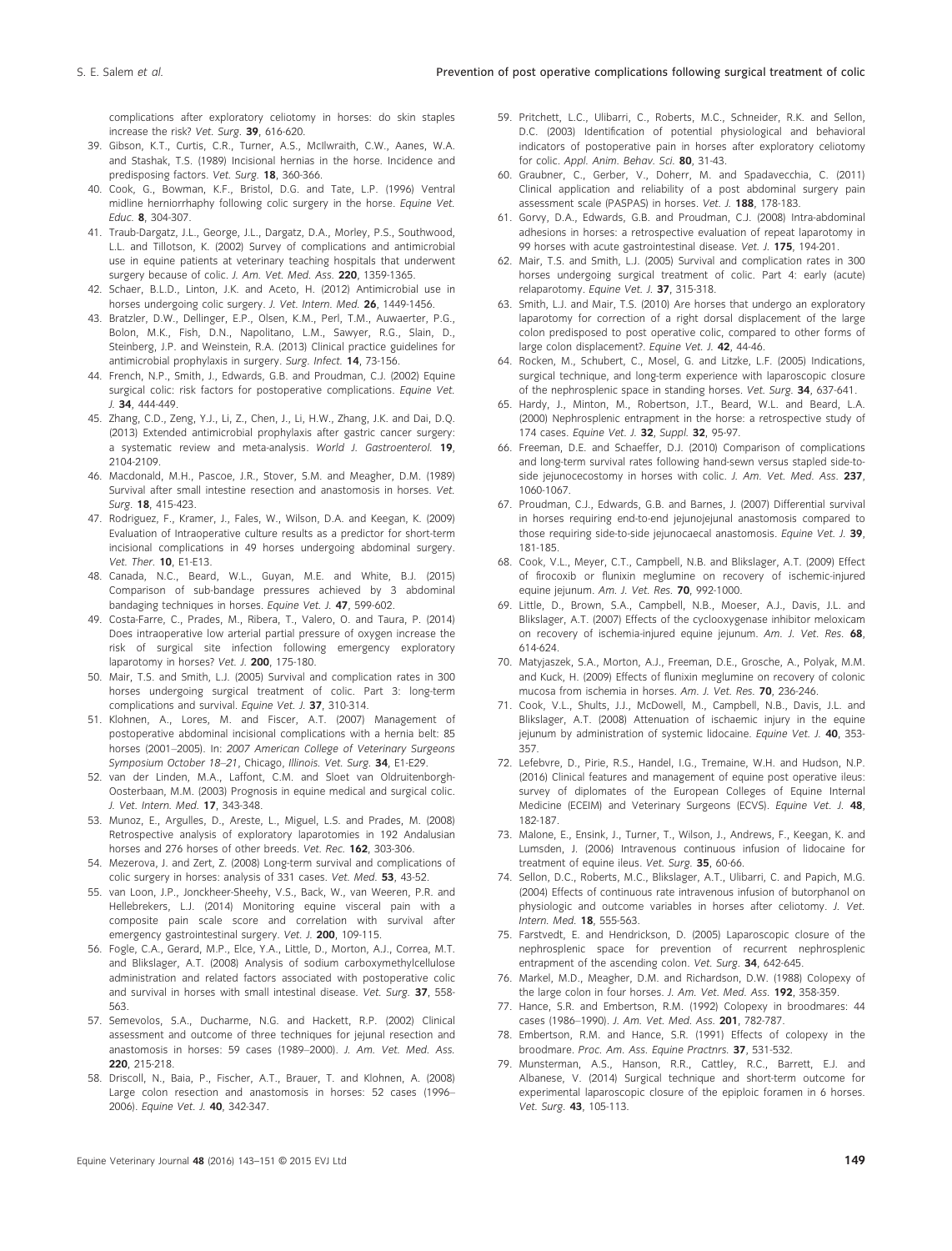complications after exploratory celiotomy in horses: do skin staples increase the risk? *Vet. Surg.* **39**, 616-620.

39. Gibson, K.T., Curtis, C.R., Turner, A.S., McIlwraith, C.W., Aanes, W.A. and Stashak, T.S. (1989) Incisional hernias in the horse. Incidence and predisposing factors. *Vet. Surg.* **18**, 360-366.
40. Cook, G., Bowman, K.F., Bristol, D.G. and Tate, L.P. (1996) Ventral midline herniorrhaphy following colic surgery in the horse. *Equine Vet. Educ.* **8**, 304-307.
41. Traub-Dargatz, J.L., George, J.L., Dargatz, D.A., Morley, P.S., Southwood, L.L. and Tillotson, K. (2002) Survey of complications and antimicrobial use in equine patients at veterinary teaching hospitals that underwent surgery because of colic. *J. Am. Vet. Med. Ass.* **220**, 1359-1365.
42. Schaer, B.L.D., Linton, J.K. and Aceto, H. (2012) Antimicrobial use in horses undergoing colic surgery. *J. Vet. Intern. Med.* **26**, 1449-1456.
43. Bratzler, D.W., Dellinger, E.P., Olsen, K.M., Perl, T.M., Auwaerter, P.G., Bolon, M.K., Fish, D.N., Napolitano, L.M., Sawyer, R.G., Slain, D., Steinberg, J.P. and Weinstein, R.A. (2013) Clinical practice guidelines for antimicrobial prophylaxis in surgery. *Surg. Infect.* **14**, 73-156.
44. French, N.P., Smith, J., Edwards, G.B. and Proudman, C.J. (2002) Equine surgical colic: risk factors for postoperative complications. *Equine Vet. J.* **34**, 444-449.
45. Zhang, C.D., Zeng, Y.J., Li, Z., Chen, J., Li, H.W., Zhang, J.K. and Dai, D.Q. (2013) Extended antimicrobial prophylaxis after gastric cancer surgery: a systematic review and meta-analysis. *World J. Gastroenterol.* **19**, 2104-2109.
46. Macdonald, M.H., Pascoe, J.R., Stover, S.M. and Meagher, D.M. (1989) Survival after small intestine resection and anastomosis in horses. *Vet. Surg.* **18**, 415-423.
47. Rodriguez, F., Kramer, J., Fales, W., Wilson, D.A. and Keegan, K. (2009) Evaluation of Intraoperative culture results as a predictor for short-term incisional complications in 49 horses undergoing abdominal surgery. *Vet. Ther.* **10**, E1-E13.
48. Canada, N.C., Beard, W.L., Guyan, M.E. and White, B.J. (2015) Comparison of sub-bandage pressures achieved by 3 abdominal bandaging techniques in horses. *Equine Vet. J.* **47**, 599-602.
49. Costa-Farre, C., Prades, M., Ribera, T., Valero, O. and Taura, P. (2014) Does intraoperative low arterial partial pressure of oxygen increase the risk of surgical site infection following emergency exploratory laparotomy in horses? *Vet. J.* **200**, 175-180.
50. Mair, T.S. and Smith, L.J. (2005) Survival and complication rates in 300 horses undergoing surgical treatment of colic. Part 3: long-term complications and survival. *Equine Vet. J.* **37**, 310-314.
51. Klohnen, A., Lores, M. and Fiscer, A.T. (2007) Management of postoperative abdominal incisional complications with a hernia belt: 85 horses (2001–2005). In: *2007 American College of Veterinary Surgeons Symposium October 18–21*, Chicago, *Illinois. Vet. Surg.* **34**, E1-E29.
52. van der Linden, M.A., Laffont, C.M. and Sloet van Oldruitenborgh-Oosterbaan, M.M. (2003) Prognosis in equine medical and surgical colic. *J. Vet. Intern. Med.* **17**, 343-348.
53. Munoz, E., Argulles, D., Areste, L., Miguel, L.S. and Prades, M. (2008) Retrospective analysis of exploratory laparotomies in 192 Andalusian horses and 276 horses of other breeds. *Vet. Rec.* **162**, 303-306.
54. Mezerova, J. and Zert, Z. (2008) Long-term survival and complications of colic surgery in horses: analysis of 331 cases. *Vet. Med.* **53**, 43-52.
55. van Loon, J.P., Jonckheer-Sheehy, V.S., Back, W., van Weeren, P.R. and Hellebrekers, L.J. (2014) Monitoring equine visceral pain with a composite pain scale score and correlation with survival after emergency gastrointestinal surgery. *Vet. J.* **200**, 109-115.
56. Fogle, C.A., Gerard, M.P., Elce, Y.A., Little, D., Morton, A.J., Correa, M.T. and Blikslager, A.T. (2008) Analysis of sodium carboxymethylcellulose administration and related factors associated with postoperative colic and survival in horses with small intestinal disease. *Vet. Surg.* **37**, 558-563.
57. Semevolos, S.A., Ducharme, N.G. and Hackett, R.P. (2002) Clinical assessment and outcome of three techniques for jejunal resection and anastomosis in horses: 59 cases (1989–2000). *J. Am. Vet. Med. Ass.* **220**, 215-218.
58. Driscoll, N., Baia, P., Fischer, A.T., Brauer, T. and Klohnen, A. (2008) Large colon resection and anastomosis in horses: 52 cases (1996–2006). *Equine Vet. J.* **40**, 342-347.
59. Pritchett, L.C., Ulibarri, C., Roberts, M.C., Schneider, R.K. and Sellon, D.C. (2003) Identification of potential physiological and behavioral indicators of postoperative pain in horses after exploratory celiotomy for colic. *Appl. Anim. Behav. Sci.* **80**, 31-43.
60. Graubner, C., Gerber, V., Doherr, M. and Spadavecchia, C. (2011) Clinical application and reliability of a post abdominal surgery pain assessment scale (PASPAS) in horses. *Vet. J.* **188**, 178-183.
61. Gorvy, D.A., Edwards, G.B. and Proudman, C.J. (2008) Intra-abdominal adhesions in horses: a retrospective evaluation of repeat laparotomy in 99 horses with acute gastrointestinal disease. *Vet. J.* **175**, 194-201.
62. Mair, T.S. and Smith, L.J. (2005) Survival and complication rates in 300 horses undergoing surgical treatment of colic. Part 4: early (acute) relaparotomy. *Equine Vet. J.* **37**, 315-318.
63. Smith, L.J. and Mair, T.S. (2010) Are horses that undergo an exploratory laparotomy for correction of a right dorsal displacement of the large colon predisposed to post operative colic, compared to other forms of large colon displacement?. *Equine Vet. J.* **42**, 44-46.
64. Rocken, M., Schubert, C., Mosel, G. and Litzke, L.F. (2005) Indications, surgical technique, and long-term experience with laparoscopic closure of the nephrosplenic space in standing horses. *Vet. Surg.* **34**, 637-641.
65. Hardy, J., Minton, M., Robertson, J.T., Beard, W.L. and Beard, L.A. (2000) Nephrosplenic entrapment in the horse: a retrospective study of 174 cases. *Equine Vet. J.* **32**, *Suppl.* **32**, 95-97.
66. Freeman, D.E. and Schaeffer, D.J. (2010) Comparison of complications and long-term survival rates following hand-sewn versus stapled side-to-side jejunocecostomy in horses with colic. *J. Am. Vet. Med. Ass.* **237**, 1060-1067.
67. Proudman, C.J., Edwards, G.B. and Barnes, J. (2007) Differential survival in horses requiring end-to-end jejunojejunal anastomosis compared to those requiring side-to-side jejunocaecal anastomosis. *Equine Vet. J.* **39**, 181-185.
68. Cook, V.L., Meyer, C.T., Campbell, N.B. and Blikslager, A.T. (2009) Effect of firocoxib or flunixin meglumine on recovery of ischemic-injured equine jejunum. *Am. J. Vet. Res.* **70**, 992-1000.
69. Little, D., Brown, S.A., Campbell, N.B., Moeser, A.J., Davis, J.L. and Blikslager, A.T. (2007) Effects of the cyclooxygenase inhibitor meloxicam on recovery of ischemia-injured equine jejunum. *Am. J. Vet. Res.* **68**, 614-624.
70. Matyjaszek, S.A., Morton, A.J., Freeman, D.E., Grosche, A., Polyak, M.M. and Kuck, H. (2009) Effects of flunixin meglumine on recovery of colonic mucosa from ischemia in horses. *Am. J. Vet. Res.* **70**, 236-246.
71. Cook, V.L., Shults, J.J., McDowell, M., Campbell, N.B., Davis, J.L. and Blikslager, A.T. (2008) Attenuation of ischaemic injury in the equine jejunum by administration of systemic lidocaine. *Equine Vet. J.* **40**, 353-357.
72. Lefebvre, D., Pirie, R.S., Handel, I.G., Tremaine, W.H. and Hudson, N.P. (2016) Clinical features and management of equine post operative ileus: survey of diplomates of the European Colleges of Equine Internal Medicine (ECEIM) and Veterinary Surgeons (ECVS). *Equine Vet. J.* **48**, 182-187.
73. Malone, E., Ensink, J., Turner, T., Wilson, J., Andrews, F., Keegan, K. and Lumsden, J. (2006) Intravenous continuous infusion of lidocaine for treatment of equine ileus. *Vet. Surg.* **35**, 60-66.
74. Sellon, D.C., Roberts, M.C., Blikslager, A.T., Ulibarri, C. and Papich, M.G. (2004) Effects of continuous rate intravenous infusion of butorphanol on physiologic and outcome variables in horses after celiotomy. *J. Vet. Intern. Med.* **18**, 555-563.
75. Farstvedt, E. and Hendrickson, D. (2005) Laparoscopic closure of the nephrosplenic space for prevention of recurrent nephrosplenic entrapment of the ascending colon. *Vet. Surg.* **34**, 642-645.
76. Markel, M.D., Meagher, D.M. and Richardson, D.W. (1988) Colopexy of the large colon in four horses. *J. Am. Vet. Med. Ass.* **192**, 358-359.
77. Hance, S.R. and Embertson, R.M. (1992) Colopexy in broodmares: 44 cases (1986–1990). *J. Am. Vet. Med. Ass.* **201**, 782-787.
78. Embertson, R.M. and Hance, S.R. (1991) Effects of colopexy in the broodmare. *Proc. Am. Ass. Equine Practnrs.* **37**, 531-532.
79. Munsterman, A.S., Hanson, R.R., Cattley, R.C., Barrett, E.J. and Albanese, V. (2014) Surgical technique and short-term outcome for experimental laparoscopic closure of the epiploic foramen in 6 horses. *Vet. Surg.* **43**, 105-113.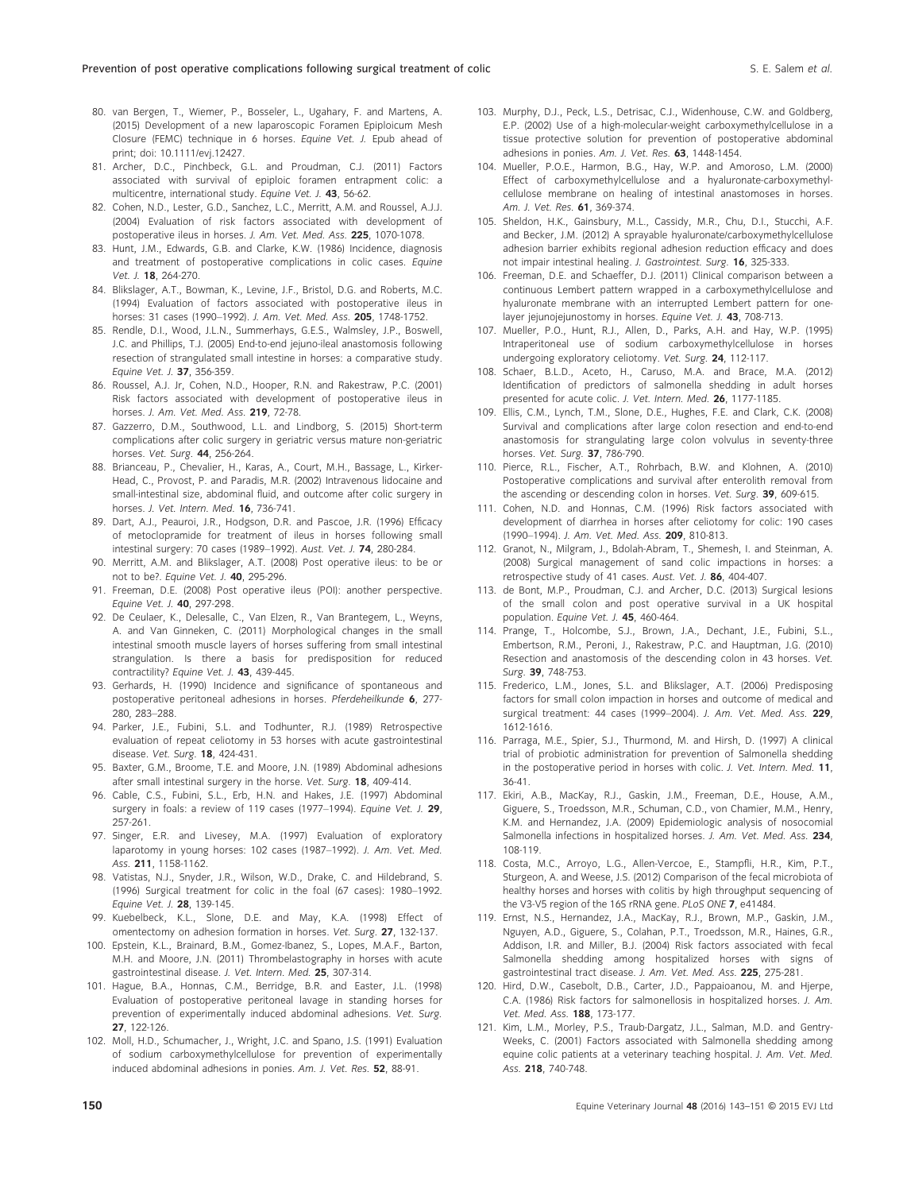80. van Bergen, T., Wiemer, P., Bosseler, L., Ugahary, F. and Martens, A. (2015) Development of a new laparoscopic Foramen Epiploicum Mesh Closure (FEMC) technique in 6 horses. *Equine Vet. J.* Epub ahead of print; doi: 10.1111/evj.12427.
81. Archer, D.C., Pinchbeck, G.L. and Proudman, C.J. (2011) Factors associated with survival of epiploic foramen entrapment colic: a multicentre, international study. *Equine Vet. J.* **43**, 56-62.
82. Cohen, N.D., Lester, G.D., Sanchez, L.C., Merritt, A.M. and Roussel, A.J.J. (2004) Evaluation of risk factors associated with development of postoperative ileus in horses. *J. Am. Vet. Med. Ass.* **225**, 1070-1078.
83. Hunt, J.M., Edwards, G.B. and Clarke, K.W. (1986) Incidence, diagnosis and treatment of postoperative complications in colic cases. *Equine Vet. J.* **18**, 264-270.
84. Blikslager, A.T., Bowman, K., Levine, J.F., Bristol, D.G. and Roberts, M.C. (1994) Evaluation of factors associated with postoperative ileus in horses: 31 cases (1990–1992). *J. Am. Vet. Med. Ass.* **205**, 1748-1752.
85. Rendle, D.I., Wood, J.L.N., Summerhays, G.E.S., Walmsley, J.P., Boswell, J.C. and Phillips, T.J. (2005) End-to-end jejuno-ileal anastomosis following resection of strangulated small intestine in horses: a comparative study. *Equine Vet. J.* **37**, 356-359.
86. Roussel, A.J. Jr, Cohen, N.D., Hooper, R.N. and Rakestraw, P.C. (2001) Risk factors associated with development of postoperative ileus in horses. *J. Am. Vet. Med. Ass.* **219**, 72-78.
87. Gazzerro, D.M., Southwood, L.L. and Lindborg, S. (2015) Short-term complications after colic surgery in geriatric versus mature non-geriatric horses. *Vet. Surg.* **44**, 256-264.
88. Brianceau, P., Chevalier, H., Karas, A., Court, M.H., Bassage, L., Kirker-Head, C., Provost, P. and Paradis, M.R. (2002) Intravenous lidocaine and small-intestinal size, abdominal fluid, and outcome after colic surgery in horses. *J. Vet. Intern. Med.* **16**, 736-741.
89. Dart, A.J., Peauroi, J.R., Hodgson, D.R. and Pascoe, J.R. (1996) Efficacy of metoclopramide for treatment of ileus in horses following small intestinal surgery: 70 cases (1989–1992). *Aust. Vet. J.* **74**, 280-284.
90. Merritt, A.M. and Blikslager, A.T. (2008) Post operative ileus: to be or not to be?. *Equine Vet. J.* **40**, 295-296.
91. Freeman, D.E. (2008) Post operative ileus (POI): another perspective. *Equine Vet. J.* **40**, 297-298.
92. De Ceulaer, K., Delesalle, C., Van Elzen, R., Van Brantegem, L., Weyns, A. and Van Ginneken, C. (2011) Morphological changes in the small intestinal smooth muscle layers of horses suffering from small intestinal strangulation. Is there a basis for predisposition for reduced contractility? *Equine Vet. J.* **43**, 439-445.
93. Gerhards, H. (1990) Incidence and significance of spontaneous and postoperative peritoneal adhesions in horses. *Pferdeheilkunde* **6**, 277-280, 283–288.
94. Parker, J.E., Fubini, S.L. and Todhunter, R.J. (1989) Retrospective evaluation of repeat celiotomy in 53 horses with acute gastrointestinal disease. *Vet. Surg.* **18**, 424-431.
95. Baxter, G.M., Broome, T.E. and Moore, J.N. (1989) Abdominal adhesions after small intestinal surgery in the horse. *Vet. Surg.* **18**, 409-414.
96. Cable, C.S., Fubini, S.L., Erb, H.N. and Hakes, J.E. (1997) Abdominal surgery in foals: a review of 119 cases (1977–1994). *Equine Vet. J.* **29**, 257-261.
97. Singer, E.R. and Livesey, M.A. (1997) Evaluation of exploratory laparotomy in young horses: 102 cases (1987–1992). *J. Am. Vet. Med. Ass.* **211**, 1158-1162.
98. Vatistas, N.J., Snyder, J.R., Wilson, W.D., Drake, C. and Hildebrand, S. (1996) Surgical treatment for colic in the foal (67 cases): 1980–1992. *Equine Vet. J.* **28**, 139-145.
99. Kuebelbeck, K.L., Slone, D.E. and May, K.A. (1998) Effect of omentectomy on adhesion formation in horses. *Vet. Surg.* **27**, 132-137.
100. Epstein, K.L., Brainard, B.M., Gomez-Ibanez, S., Lopes, M.A.F., Barton, M.H. and Moore, J.N. (2011) Thrombelastography in horses with acute gastrointestinal disease. *J. Vet. Intern. Med.* **25**, 307-314.
101. Hague, B.A., Honnas, C.M., Berridge, B.R. and Easter, J.L. (1998) Evaluation of postoperative peritoneal lavage in standing horses for prevention of experimentally induced abdominal adhesions. *Vet. Surg.* **27**, 122-126.
102. Moll, H.D., Schumacher, J., Wright, J.C. and Spano, J.S. (1991) Evaluation of sodium carboxymethylcellulose for prevention of experimentally induced abdominal adhesions in ponies. *Am. J. Vet. Res.* **52**, 88-91.
103. Murphy, D.J., Peck, L.S., Detrisac, C.J., Widenhouse, C.W. and Goldberg, E.P. (2002) Use of a high-molecular-weight carboxymethylcellulose in a tissue protective solution for prevention of postoperative abdominal adhesions in ponies. *Am. J. Vet. Res.* **63**, 1448-1454.
104. Mueller, P.O.E., Harmon, B.G., Hay, W.P. and Amoroso, L.M. (2000) Effect of carboxymethylcellulose and a hyaluronate-carboxymethylcellulose membrane on healing of intestinal anastomoses in horses. *Am. J. Vet. Res.* **61**, 369-374.
105. Sheldon, H.K., Gainsbury, M.L., Cassidy, M.R., Chu, D.I., Stucchi, A.F. and Becker, J.M. (2012) A sprayable hyaluronate/carboxymethylcellulose adhesion barrier exhibits regional adhesion reduction efficacy and does not impair intestinal healing. *J. Gastrointest. Surg.* **16**, 325-333.
106. Freeman, D.E. and Schaeffer, D.J. (2011) Clinical comparison between a continuous Lembert pattern wrapped in a carboxymethylcellulose and hyaluronate membrane with an interrupted Lembert pattern for one-layer jejunojejunostomy in horses. *Equine Vet. J.* **43**, 708-713.
107. Mueller, P.O., Hunt, R.J., Allen, D., Parks, A.H. and Hay, W.P. (1995) Intraperitoneal use of sodium carboxymethylcellulose in horses undergoing exploratory celiotomy. *Vet. Surg.* **24**, 112-117.
108. Schaer, B.L.D., Aceto, H., Caruso, M.A. and Brace, M.A. (2012) Identification of predictors of salmonella shedding in adult horses presented for acute colic. *J. Vet. Intern. Med.* **26**, 1177-1185.
109. Ellis, C.M., Lynch, T.M., Slone, D.E., Hughes, F.E. and Clark, C.K. (2008) Survival and complications after large colon resection and end-to-end anastomosis for strangulating large colon volvulus in seventy-three horses. *Vet. Surg.* **37**, 786-790.
110. Pierce, R.L., Fischer, A.T., Rohrbach, B.W. and Klohnen, A. (2010) Postoperative complications and survival after enterolith removal from the ascending or descending colon in horses. *Vet. Surg.* **39**, 609-615.
111. Cohen, N.D. and Honnas, C.M. (1996) Risk factors associated with development of diarrhea in horses after celiotomy for colic: 190 cases (1990–1994). *J. Am. Vet. Med. Ass.* **209**, 810-813.
112. Granot, N., Milgram, J., Bdolah-Abram, T., Shemesh, I. and Steinman, A. (2008) Surgical management of sand colic impactions in horses: a retrospective study of 41 cases. *Aust. Vet. J.* **86**, 404-407.
113. de Bont, M.P., Proudman, C.J. and Archer, D.C. (2013) Surgical lesions of the small colon and post operative survival in a UK hospital population. *Equine Vet. J.* **45**, 460-464.
114. Prange, T., Holcombe, S.J., Brown, J.A., Dechant, J.E., Fubini, S.L., Embertson, R.M., Peroni, J., Rakestraw, P.C. and Hauptman, J.G. (2010) Resection and anastomosis of the descending colon in 43 horses. *Vet. Surg.* **39**, 748-753.
115. Frederico, L.M., Jones, S.L. and Blikslager, A.T. (2006) Predisposing factors for small colon impaction in horses and outcome of medical and surgical treatment: 44 cases (1999–2004). *J. Am. Vet. Med. Ass.* **229**, 1612-1616.
116. Parraga, M.E., Spier, S.J., Thurmond, M. and Hirsh, D. (1997) A clinical trial of probiotic administration for prevention of Salmonella shedding in the postoperative period in horses with colic. *J. Vet. Intern. Med.* **11**, 36-41.
117. Ekiri, A.B., MacKay, R.J., Gaskin, J.M., Freeman, D.E., House, A.M., Giguere, S., Troedsson, M.R., Schuman, C.D., von Chamier, M.M., Henry, K.M. and Hernandez, J.A. (2009) Epidemiologic analysis of nosocomial Salmonella infections in hospitalized horses. *J. Am. Vet. Med. Ass.* **234**, 108-119.
118. Costa, M.C., Arroyo, L.G., Allen-Vercoe, E., Stampfli, H.R., Kim, P.T., Sturgeon, A. and Weese, J.S. (2012) Comparison of the fecal microbiota of healthy horses and horses with colitis by high throughput sequencing of the V3-V5 region of the 16S rRNA gene. *PLoS ONE* **7**, e41484.
119. Ernst, N.S., Hernandez, J.A., MacKay, R.J., Brown, M.P., Gaskin, J.M., Nguyen, A.D., Giguere, S., Colahan, P.T., Troedsson, M.R., Haines, G.R., Addison, I.R. and Miller, B.J. (2004) Risk factors associated with fecal Salmonella shedding among hospitalized horses with signs of gastrointestinal tract disease. *J. Am. Vet. Med. Ass.* **225**, 275-281.
120. Hird, D.W., Casebolt, D.B., Carter, J.D., Pappaioanou, M. and Hjerpe, C.A. (1986) Risk factors for salmonellosis in hospitalized horses. *J. Am. Vet. Med. Ass.* **188**, 173-177.
121. Kim, L.M., Morley, P.S., Traub-Dargatz, J.L., Salman, M.D. and Gentry-Weeks, C. (2001) Factors associated with Salmonella shedding among equine colic patients at a veterinary teaching hospital. *J. Am. Vet. Med. Ass.* **218**, 740-748.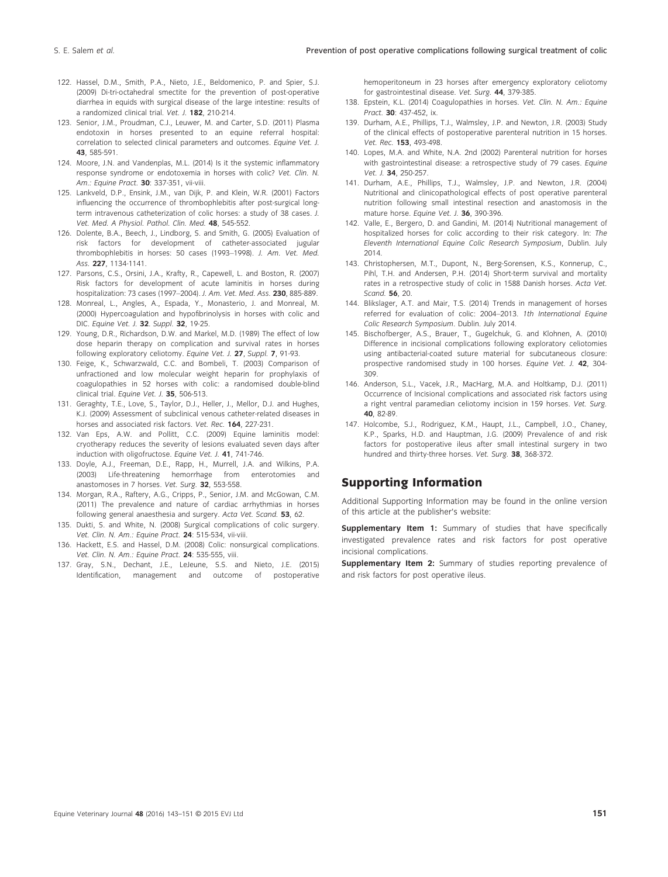122. Hassel, D.M., Smith, P.A., Nieto, J.E., Beldomenico, P. and Spier, S.J. (2009) Di-tri-octahedral smectite for the prevention of post-operative diarrhea in equids with surgical disease of the large intestine: results of a randomized clinical trial. *Vet. J.* **182**, 210-214.
123. Senior, J.M., Proudman, C.J., Leuwer, M. and Carter, S.D. (2011) Plasma endotoxin in horses presented to an equine referral hospital: correlation to selected clinical parameters and outcomes. *Equine Vet. J.* **43**, 585-591.
124. Moore, J.N. and Vandenplas, M.L. (2014) Is it the systemic inflammatory response syndrome or endotoxemia in horses with colic? *Vet. Clin. N. Am.: Equine Pract.* **30**: 337-351, vii-viii.
125. Lankveld, D.P., Ensink, J.M., van Dijk, P. and Klein, W.R. (2001) Factors influencing the occurrence of thrombophlebitis after post-surgical long-term intravenous catheterization of colic horses: a study of 38 cases. *J. Vet. Med. A Physiol. Pathol. Clin. Med.* **48**, 545-552.
126. Dolente, B.A., Beech, J., Lindborg, S. and Smith, G. (2005) Evaluation of risk factors for development of catheter-associated jugular thrombophlebitis in horses: 50 cases (1993–1998). *J. Am. Vet. Med. Ass.* **227**, 1134-1141.
127. Parsons, C.S., Orsini, J.A., Krafty, R., Capewell, L. and Boston, R. (2007) Risk factors for development of acute laminitis in horses during hospitalization: 73 cases (1997–2004). *J. Am. Vet. Med. Ass.* **230**, 885-889.
128. Monreal, L., Angles, A., Espada, Y., Monasterio, J. and Monreal, M. (2000) Hypercoagulation and hypofibrinolysis in horses with colic and DIC. *Equine Vet. J.* **32**. *Suppl.* **32**, 19-25.
129. Young, D.R., Richardson, D.W. and Markel, M.D. (1989) The effect of low dose heparin therapy on complication and survival rates in horses following exploratory celiotomy. *Equine Vet. J.* **27**, *Suppl.* **7**, 91-93.
130. Feige, K., Schwarzwald, C.C. and Bombeli, T. (2003) Comparison of unfractioned and low molecular weight heparin for prophylaxis of coagulopathies in 52 horses with colic: a randomised double-blind clinical trial. *Equine Vet. J.* **35**, 506-513.
131. Geraghty, T.E., Love, S., Taylor, D.J., Heller, J., Mellor, D.J. and Hughes, K.J. (2009) Assessment of subclinical venous catheter-related diseases in horses and associated risk factors. *Vet. Rec.* **164**, 227-231.
132. Van Eps, A.W. and Pollitt, C.C. (2009) Equine laminitis model: cryotherapy reduces the severity of lesions evaluated seven days after induction with oligofructose. *Equine Vet. J.* **41**, 741-746.
133. Doyle, A.J., Freeman, D.E., Rapp, H., Murrell, J.A. and Wilkins, P.A. (2003) Life-threatening hemorrhage from enterotomies and anastomoses in 7 horses. *Vet. Surg.* **32**, 553-558.
134. Morgan, R.A., Raftery, A.G., Cripps, P., Senior, J.M. and McGowan, C.M. (2011) The prevalence and nature of cardiac arrhythmias in horses following general anaesthesia and surgery. *Acta Vet. Scand.* **53**, 62.
135. Dukti, S. and White, N. (2008) Surgical complications of colic surgery. *Vet. Clin. N. Am.: Equine Pract.* **24**: 515-534, vii-viii.
136. Hackett, E.S. and Hassel, D.M. (2008) Colic: nonsurgical complications. *Vet. Clin. N. Am.: Equine Pract.* **24**: 535-555, viii.
137. Gray, S.N., Dechant, J.E., LeJeune, S.S. and Nieto, J.E. (2015) Identification, management and outcome of postoperative hemoperitoneum in 23 horses after emergency exploratory celiotomy for gastrointestinal disease. *Vet. Surg.* **44**, 379-385.
138. Epstein, K.L. (2014) Coagulopathies in horses. *Vet. Clin. N. Am.: Equine Pract.* **30**: 437-452, ix.
139. Durham, A.E., Phillips, T.J., Walmsley, J.P. and Newton, J.R. (2003) Study of the clinical effects of postoperative parenteral nutrition in 15 horses. *Vet. Rec.* **153**, 493-498.
140. Lopes, M.A. and White, N.A. 2nd (2002) Parenteral nutrition for horses with gastrointestinal disease: a retrospective study of 79 cases. *Equine Vet. J.* **34**, 250-257.
141. Durham, A.E., Phillips, T.J., Walmsley, J.P. and Newton, J.R. (2004) Nutritional and clinicopathological effects of post operative parenteral nutrition following small intestinal resection and anastomosis in the mature horse. *Equine Vet. J.* **36**, 390-396.
142. Valle, E., Bergero, D. and Gandini, M. (2014) Nutritional management of hospitalized horses for colic according to their risk category. In: *The Eleventh International Equine Colic Research Symposium*, Dublin. July 2014.
143. Christophersen, M.T., Dupont, N., Berg-Sorensen, K.S., Konnerup, C., Pihl, T.H. and Andersen, P.H. (2014) Short-term survival and mortality rates in a retrospective study of colic in 1588 Danish horses. *Acta Vet. Scand.* **56**, 20.
144. Blikslager, A.T. and Mair, T.S. (2014) Trends in management of horses referred for evaluation of colic: 2004–2013. *1th International Equine Colic Research Symposium*. Dublin. July 2014.
145. Bischofberger, A.S., Brauer, T., Gugelchuk, G. and Klohnen, A. (2010) Difference in incisional complications following exploratory celiotomies using antibacterial-coated suture material for subcutaneous closure: prospective randomised study in 100 horses. *Equine Vet. J.* **42**, 304-309.
146. Anderson, S.L., Vacek, J.R., MacHarg, M.A. and Holtkamp, D.J. (2011) Occurrence of Incisional complications and associated risk factors using a right ventral paramedian celiotomy incision in 159 horses. *Vet. Surg.* **40**, 82-89.
147. Holcombe, S.J., Rodriguez, K.M., Haupt, J.L., Campbell, J.O., Chaney, K.P., Sparks, H.D. and Hauptman, J.G. (2009) Prevalence of and risk factors for postoperative ileus after small intestinal surgery in two hundred and thirty-three horses. *Vet. Surg.* **38**, 368-372.

## Supporting Information

Additional Supporting Information may be found in the online version of this article at the publisher's website:

**Supplementary Item 1:** Summary of studies that have specifically investigated prevalence rates and risk factors for post operative incisional complications.

**Supplementary Item 2:** Summary of studies reporting prevalence of and risk factors for post operative ileus.